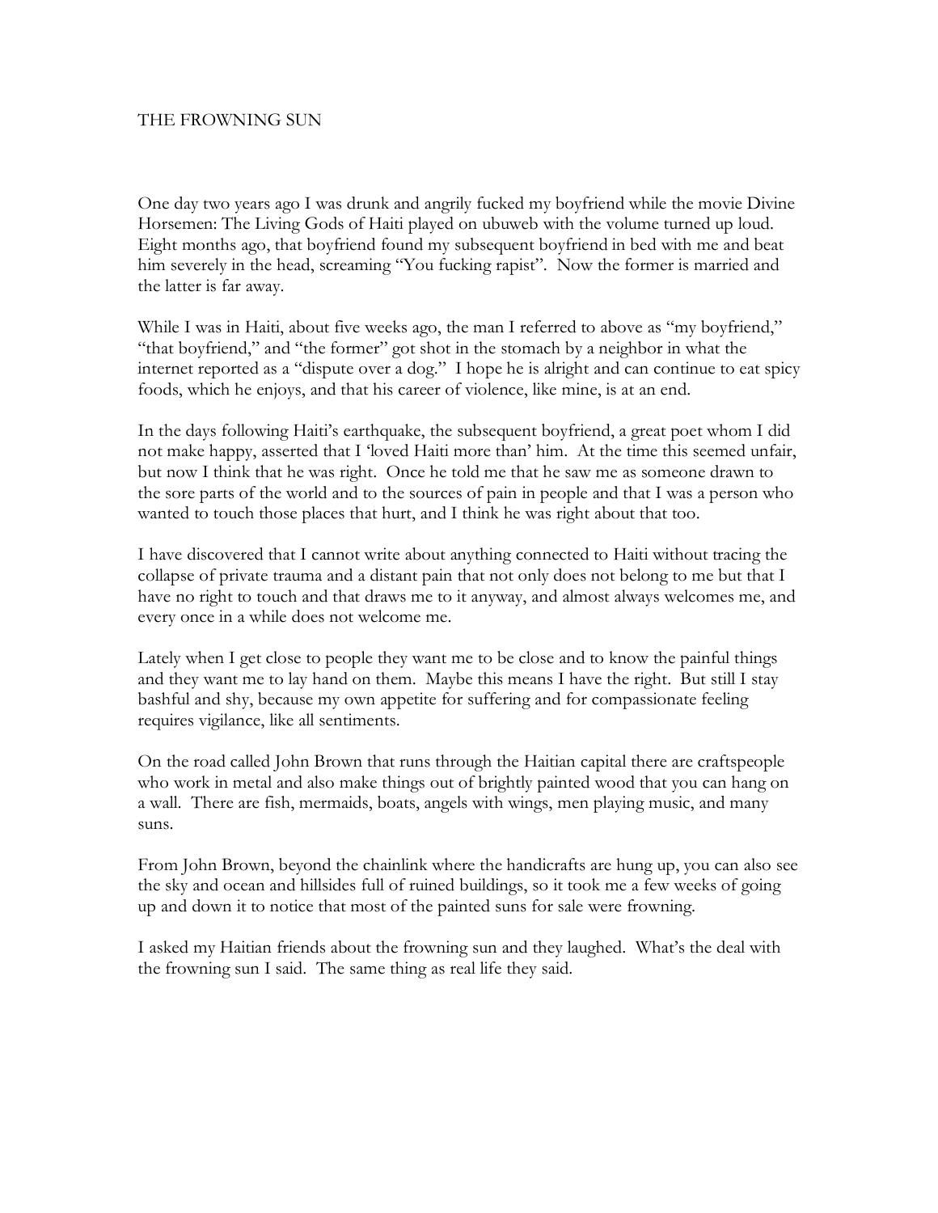# THE FROWNING SUN

One day two years ago I was drunk and angrily fucked my boyfriend while the movie Divine Horsemen: The Living Gods of Haiti played on ubuweb with the volume turned up loud. Eight months ago, that boyfriend found my subsequent boyfriend in bed with me and beat him severely in the head, screaming "You fucking rapist". Now the former is married and the latter is far away.

While I was in Haiti, about five weeks ago, the man I referred to above as "my boyfriend," "that boyfriend," and "the former" got shot in the stomach by a neighbor in what the internet reported as a "dispute over a dog." I hope he is alright and can continue to eat spicy foods, which he enjoys, and that his career of violence, like mine, is at an end.

In the days following Haiti's earthquake, the subsequent boyfriend, a great poet whom I did not make happy, asserted that I 'loved Haiti more than' him. At the time this seemed unfair, but now I think that he was right. Once he told me that he saw me as someone drawn to the sore parts of the world and to the sources of pain in people and that I was a person who wanted to touch those places that hurt, and I think he was right about that too.

I have discovered that I cannot write about anything connected to Haiti without tracing the collapse of private trauma and a distant pain that not only does not belong to me but that I have no right to touch and that draws me to it anyway, and almost always welcomes me, and every once in a while does not welcome me.

Lately when I get close to people they want me to be close and to know the painful things and they want me to lay hand on them. Maybe this means I have the right. But still I stay bashful and shy, because my own appetite for suffering and for compassionate feeling requires vigilance, like all sentiments.

On the road called John Brown that runs through the Haitian capital there are craftspeople who work in metal and also make things out of brightly painted wood that you can hang on a wall. There are fish, mermaids, boats, angels with wings, men playing music, and many suns.

From John Brown, beyond the chainlink where the handicrafts are hung up, you can also see the sky and ocean and hillsides full of ruined buildings, so it took me a few weeks of going up and down it to notice that most of the painted suns for sale were frowning.

I asked my Haitian friends about the frowning sun and they laughed. What's the deal with the frowning sun I said. The same thing as real life they said.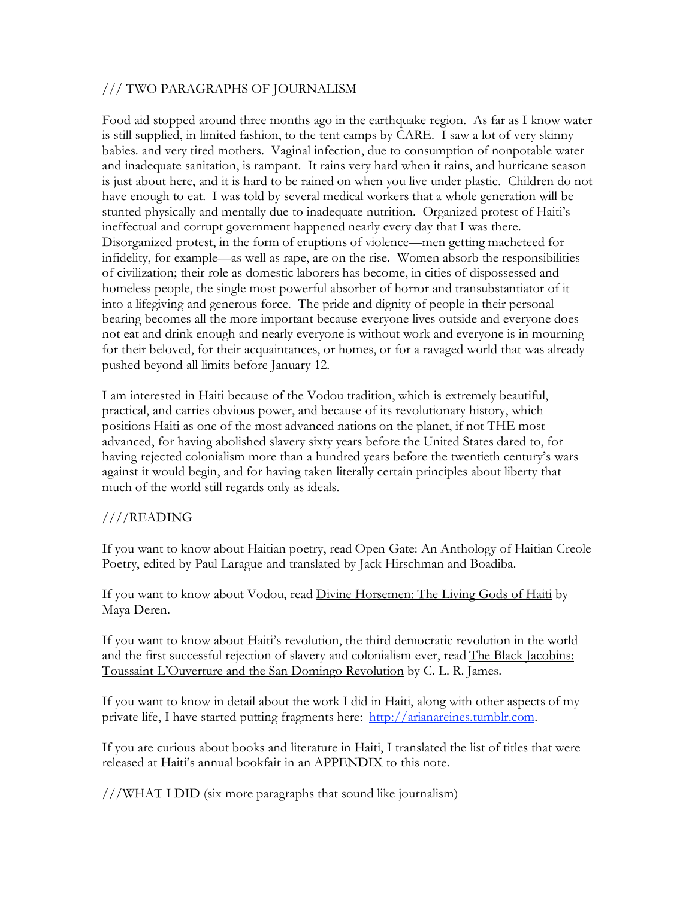/// TWO PARAGRAPHS OF JOURNALISM

Food aid stopped around three months ago in the earthquake region. As far as I know water is still supplied, in limited fashion, to the tent camps by CARE. I saw a lot of very skinny babies. and very tired mothers. Vaginal infection, due to consumption of nonpotable water and inadequate sanitation, is rampant. It rains very hard when it rains, and hurricane season is just about here, and it is hard to be rained on when you live under plastic. Children do not have enough to eat. I was told by several medical workers that a whole generation will be stunted physically and mentally due to inadequate nutrition. Organized protest of Haiti's ineffectual and corrupt government happened nearly every day that I was there. Disorganized protest, in the form of eruptions of violence—men getting macheteed for infidelity, for example—as well as rape, are on the rise. Women absorb the responsibilities of civilization; their role as domestic laborers has become, in cities of dispossessed and homeless people, the single most powerful absorber of horror and transubstantiator of it into a lifegiving and generous force. The pride and dignity of people in their personal bearing becomes all the more important because everyone lives outside and everyone does not eat and drink enough and nearly everyone is without work and everyone is in mourning for their beloved, for their acquaintances, or homes, or for a ravaged world that was already pushed beyond all limits before January 12.

I am interested in Haiti because of the Vodou tradition, which is extremely beautiful, practical, and carries obvious power, and because of its revolutionary history, which positions Haiti as one of the most advanced nations on the planet, if not THE most advanced, for having abolished slavery sixty years before the United States dared to, for having rejected colonialism more than a hundred years before the twentieth century's wars against it would begin, and for having taken literally certain principles about liberty that much of the world still regards only as ideals.

////READING

If you want to know about Haitian poetry, read Open Gate: An Anthology of Haitian Creole Poetry, edited by Paul Laraque and translated by Jack Hirschman and Boadiba.

If you want to know about Vodou, read Divine Horsemen: The Living Gods of Haiti by Maya Deren.

If you want to know about Haiti's revolution, the third democratic revolution in the world and the first successful rejection of slavery and colonialism ever, read The Black Jacobins: Toussaint L'Ouverture and the San Domingo Revolution by C. L. R. James.

If you want to know in detail about the work I did in Haiti, along with other aspects of my private life, I have started putting fragments here: [http://arianareines.tumblr.com](http://arianareines.tumblr.com).

If you are curious about books and literature in Haiti, I translated the list of titles that were released at Haiti's annual bookfair in an APPENDIX to this note.

///WHAT I DID (six more paragraphs that sound like journalism)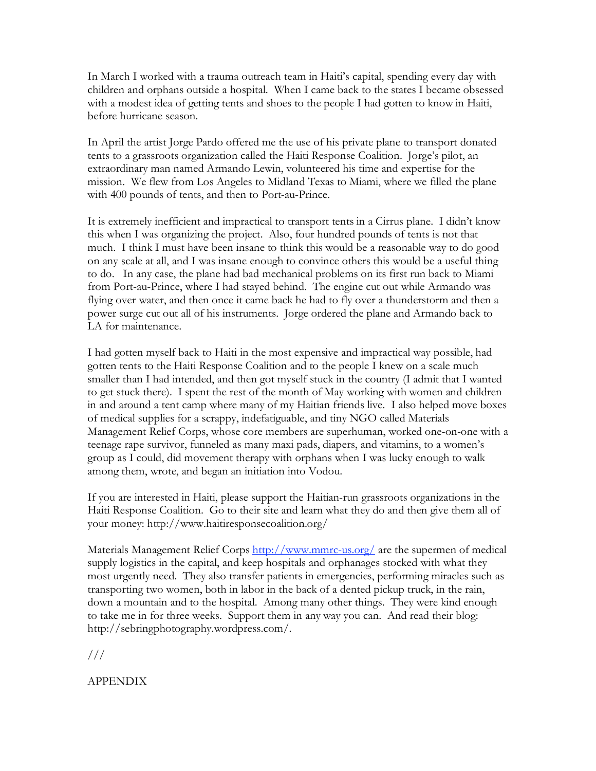In March I worked with a trauma outreach team in Haiti's capital, spending every day with children and orphans outside a hospital. When I came back to the states I became obsessed with a modest idea of getting tents and shoes to the people I had gotten to know in Haiti, before hurricane season.

In April the artist Jorge Pardo offered me the use of his private plane to transport donated tents to a grassroots organization called the Haiti Response Coalition. Jorge's pilot, an extraordinary man named Armando Lewin, volunteered his time and expertise for the mission. We flew from Los Angeles to Midland Texas to Miami, where we filled the plane with 400 pounds of tents, and then to Port-au-Prince.

It is extremely inefficient and impractical to transport tents in a Cirrus plane. I didn't know this when I was organizing the project. Also, four hundred pounds of tents is not that much. I think I must have been insane to think this would be a reasonable way to do good on any scale at all, and I was insane enough to convince others this would be a useful thing to do. In any case, the plane had bad mechanical problems on its first run back to Miami from Port-au-Prince, where I had stayed behind. The engine cut out while Armando was flying over water, and then once it came back he had to fly over a thunderstorm and then a power surge cut out all of his instruments. Jorge ordered the plane and Armando back to LA for maintenance.

I had gotten myself back to Haiti in the most expensive and impractical way possible, had gotten tents to the Haiti Response Coalition and to the people I knew on a scale much smaller than I had intended, and then got myself stuck in the country (I admit that I wanted to get stuck there). I spent the rest of the month of May working with women and children in and around a tent camp where many of my Haitian friends live. I also helped move boxes of medical supplies for a scrappy, indefatigable, and tiny NGO called Materials Management Relief Corps, whose core members are superhuman, worked one-on-one with a teenage rape survivor, funneled as many maxi pads, diapers, and vitamins, to a women's group as I could, did movement therapy with orphans when I was lucky enough to walk among them, wrote, and began an initiation into Vodou.

If you are interested in Haiti, please support the Haitian-run grassroots organizations in the Haiti Response Coalition. Go to their site and learn what they do and then give them all of your money: http://www.haitiresponsecoalition.org/

Materials Management Relief Corps [http://www.mmrc-us.org/](http://www.mmrc-us.org/) are the supermen of medical supply logistics in the capital, and keep hospitals and orphanages stocked with what they most urgently need. They also transfer patients in emergencies, performing miracles such as transporting two women, both in labor in the back of a dented pickup truck, in the rain, down a mountain and to the hospital. Among many other things. They were kind enough to take me in for three weeks. Support them in any way you can. And read their blog: http://sebringphotography.wordpress.com/.

///

APPENDIX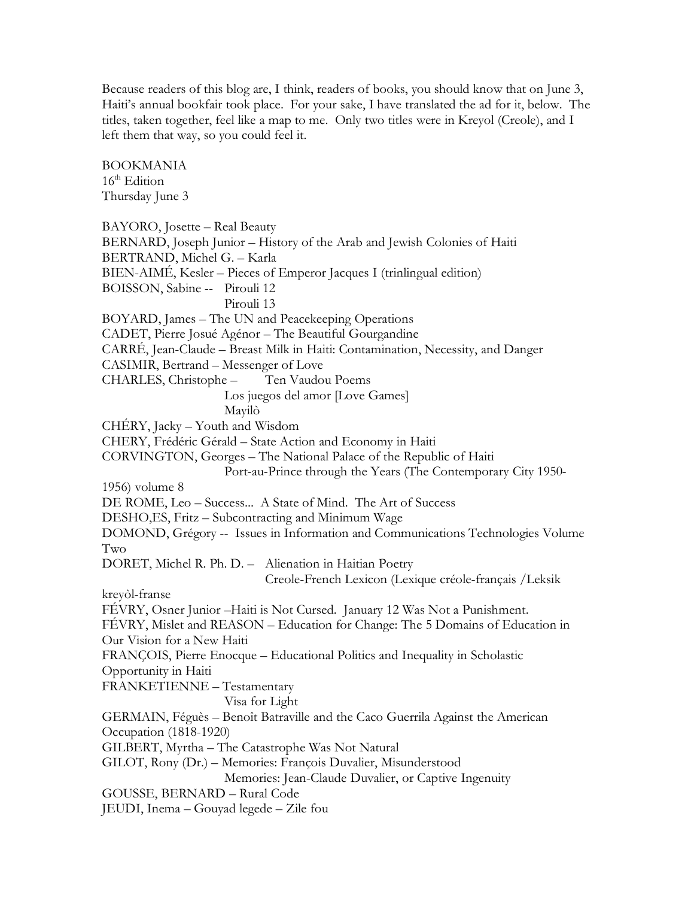Because readers of this blog are, I think, readers of books, you should know that on June 3, Haiti's annual bookfair took place. For your sake, I have translated the ad for it, below. The titles, taken together, feel like a map to me. Only two titles were in Kreyol (Creole), and I left them that way, so you could feel it.

BOOKMANIA
16th Edition
Thursday June 3

BAYORO, Josette – Real Beauty
BERNARD, Joseph Junior – History of the Arab and Jewish Colonies of Haiti
BERTRAND, Michel G. – Karla
BIEN-AIMÉ, Kesler – Pieces of Emperor Jacques I (trinlingual edition)
BOISSON, Sabine -- Pirouli 12
Pirouli 13
BOYARD, James – The UN and Peacekeeping Operations
CADET, Pierre Josué Agénor – The Beautiful Gourgandine
CARRÉ, Jean-Claude – Breast Milk in Haiti: Contamination, Necessity, and Danger
CASIMIR, Bertrand – Messenger of Love
CHARLES, Christophe – Ten Vaudou Poems
Los juegos del amor [Love Games]
Mayilò
CHÉRY, Jacky – Youth and Wisdom
CHERY, Frédéric Gérald – State Action and Economy in Haiti
CORVINGTON, Georges – The National Palace of the Republic of Haiti
Port-au-Prince through the Years (The Contemporary City 1950-1956) volume 8
DE ROME, Leo – Success... A State of Mind. The Art of Success
DESHO,ES, Fritz – Subcontracting and Minimum Wage
DOMOND, Grégory -- Issues in Information and Communications Technologies Volume Two
DORET, Michel R. Ph. D. – Alienation in Haitian Poetry
Creole-French Lexicon (Lexique créole-français /Leksik kreyòl-franse
FÉVRY, Osner Junior –Haiti is Not Cursed. January 12 Was Not a Punishment.
FÉVRY, Mislet and REASON – Education for Change: The 5 Domains of Education in Our Vision for a New Haiti
FRANÇOIS, Pierre Enocque – Educational Politics and Inequality in Scholastic Opportunity in Haiti
FRANKETIENNE – Testamentary
Visa for Light
GERMAIN, Féguès – Benoît Batraville and the Caco Guerrila Against the American Occupation (1818-1920)
GILBERT, Myrtha – The Catastrophe Was Not Natural
GILOT, Rony (Dr.) – Memories: François Duvalier, Misunderstood
Memories: Jean-Claude Duvalier, or Captive Ingenuity
GOUSSE, BERNARD – Rural Code
JEUDI, Inema – Gouyad legede – Zile fou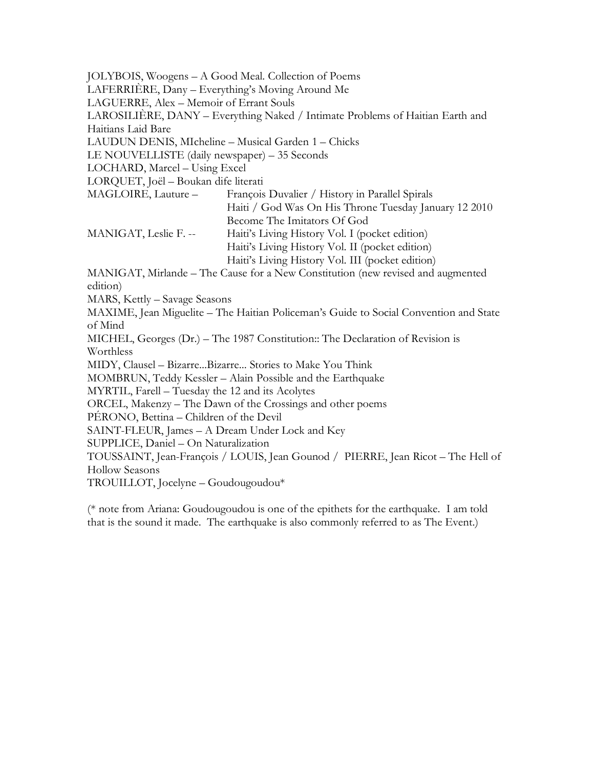JOLYBOIS, Woogens – A Good Meal. Collection of Poems

LAFERRIÈRE, Dany – Everything's Moving Around Me

LAGUERRE, Alex – Memoir of Errant Souls

LAROSILIÈRE, DANY – Everything Naked / Intimate Problems of Haitian Earth and Haitians Laid Bare

LAUDUN DENIS, MIcheline – Musical Garden 1 – Chicks

LE NOUVELLISTE (daily newspaper) – 35 Seconds

LOCHARD, Marcel – Using Excel

LORQUET, Joël – Boukan dife literati

MAGLOIRE, Lauture – François Duvalier / History in Parallel Spirals
Haiti / God Was On His Throne Tuesday January 12 2010
Become The Imitators Of God

MANIGAT, Leslie F. -- Haiti's Living History Vol. I (pocket edition)
Haiti's Living History Vol. II (pocket edition)
Haiti's Living History Vol. III (pocket edition)

MANIGAT, Mirlande – The Cause for a New Constitution (new revised and augmented edition)

MARS, Kettly – Savage Seasons

MAXIME, Jean Miguelite – The Haitian Policeman's Guide to Social Convention and State of Mind

MICHEL, Georges (Dr.) – The 1987 Constitution:: The Declaration of Revision is Worthless

MIDY, Clausel – Bizarre...Bizarre... Stories to Make You Think

MOMBRUN, Teddy Kessler – Alain Possible and the Earthquake

MYRTIL, Farell – Tuesday the 12 and its Acolytes

ORCEL, Makenzy – The Dawn of the Crossings and other poems

PÉRONO, Bettina – Children of the Devil

SAINT-FLEUR, James – A Dream Under Lock and Key

SUPPLICE, Daniel – On Naturalization

TOUSSAINT, Jean-François / LOUIS, Jean Gounod / PIERRE, Jean Ricot – The Hell of Hollow Seasons

TROUILLOT, Jocelyne – Goudougoudou*

(* note from Ariana: Goudougoudou is one of the epithets for the earthquake. I am told that is the sound it made. The earthquake is also commonly referred to as The Event.)